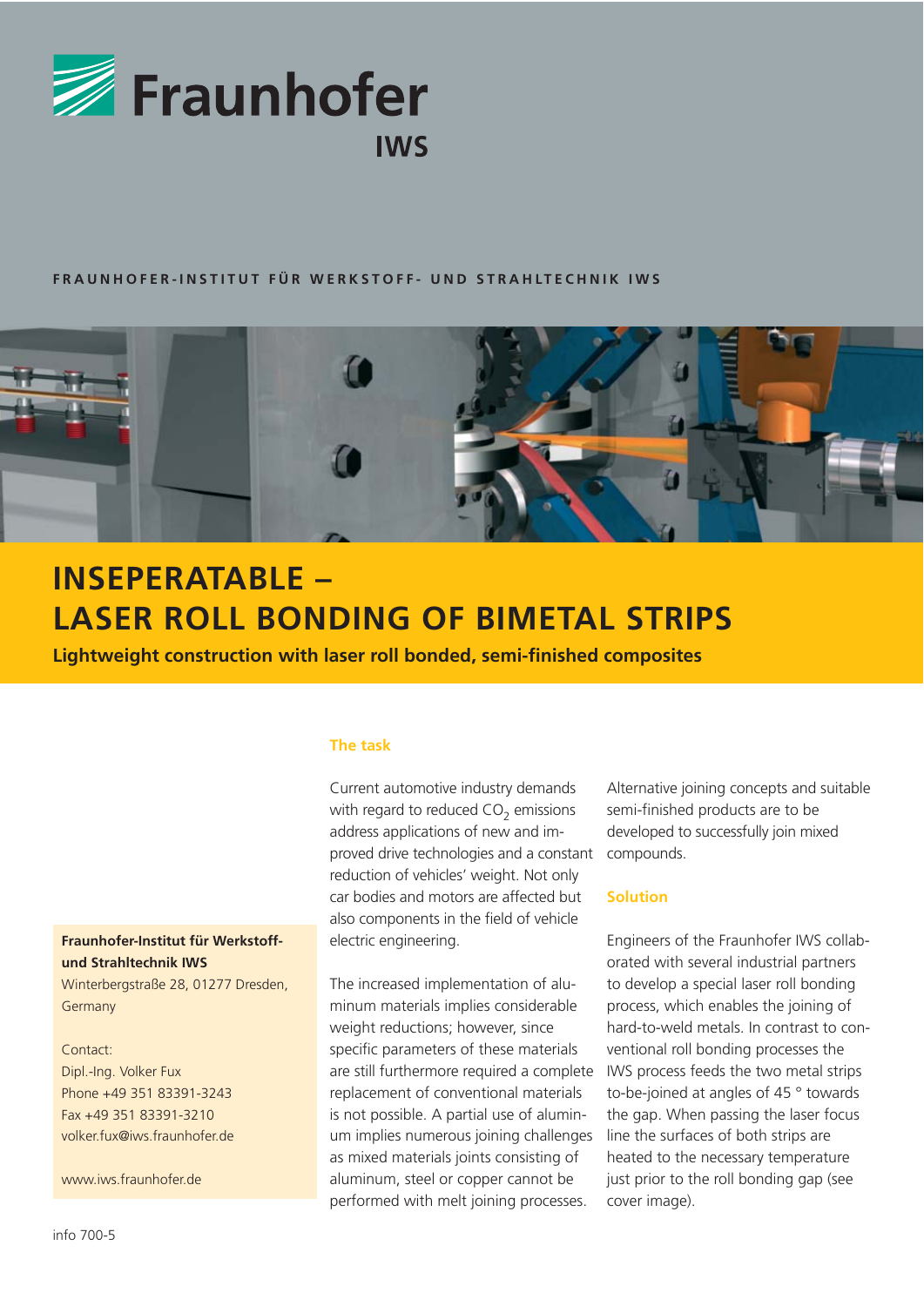Fraunhofer

IWS

FRAUNHOFER-INSTITUT FÜR WERKSTOFF- UND STRAHLTECHNIK IWS

# INSEPERATABLE – LASER ROLL BONDING OF BIMETAL STRIPS

**Lightweight construction with laser roll bonded, semi-finished composites**

## The task

Current automotive industry demands with regard to reduced $CO_2$ emissions address applications of new and improved drive technologies and a constant reduction of vehicles' weight. Not only car bodies and motors are affected but also components in the field of vehicle electric engineering.

The increased implementation of aluminum materials implies considerable weight reductions; however, since specific parameters of these materials are still furthermore required a complete replacement of conventional materials is not possible. A partial use of aluminum implies numerous joining challenges as mixed materials joints consisting of aluminum, steel or copper cannot be performed with melt joining processes.

Alternative joining concepts and suitable semi-finished products are to be developed to successfully join mixed compounds.

## Solution

Engineers of the Fraunhofer IWS collaborated with several industrial partners to develop a special laser roll bonding process, which enables the joining of hard-to-weld metals. In contrast to conventional roll bonding processes the IWS process feeds the two metal strips to-be-joined at angles of 45 ° towards the gap. When passing the laser focus line the surfaces of both strips are heated to the necessary temperature just prior to the roll bonding gap (see cover image).

**Fraunhofer-Institut für Werkstoff- und Strahltechnik IWS**
Winterbergstraße 28, 01277 Dresden, Germany

Contact:
Dipl.-Ing. Volker Fux
Phone +49 351 83391-3243
Fax +49 351 83391-3210
volker.fux@iws.fraunhofer.de

www.iws.fraunhofer.de

info 700-5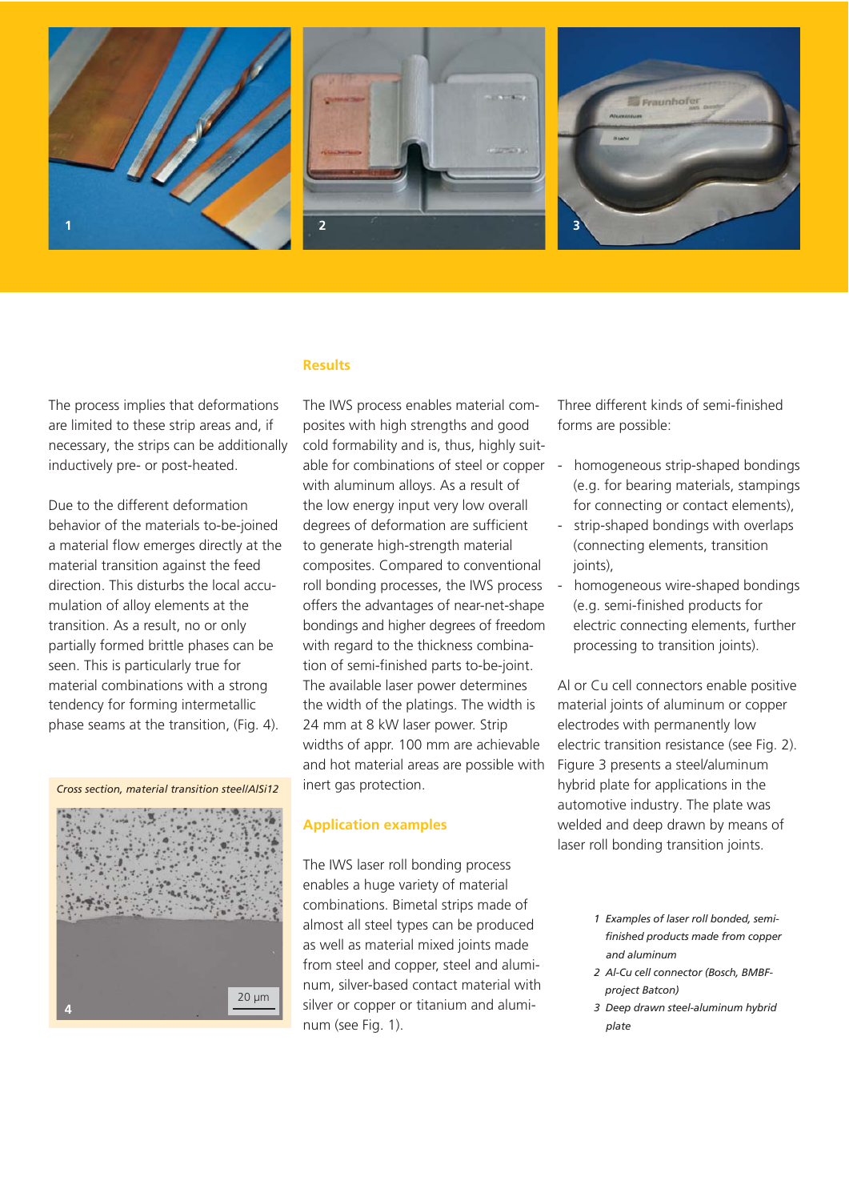The process implies that deformations are limited to these strip areas and, if necessary, the strips can be additionally inductively pre- or post-heated.

Due to the different deformation behavior of the materials to-be-joined a material flow emerges directly at the material transition against the feed direction. This disturbs the local accumulation of alloy elements at the transition. As a result, no or only partially formed brittle phases can be seen. This is particularly true for material combinations with a strong tendency for forming intermetallic phase seams at the transition, (Fig. 4).

*Cross section, material transition steel/AlSi12*

## Results

The IWS process enables material composites with high strengths and good cold formability and is, thus, highly suitable for combinations of steel or copper with aluminum alloys. As a result of the low energy input very low overall degrees of deformation are sufficient to generate high-strength material composites. Compared to conventional roll bonding processes, the IWS process offers the advantages of near-net-shape bondings and higher degrees of freedom with regard to the thickness combination of semi-finished parts to-be-joint. The available laser power determines the width of the platings. The width is 24 mm at 8 kW laser power. Strip widths of appr. 100 mm are achievable and hot material areas are possible with inert gas protection.

## Application examples

The IWS laser roll bonding process enables a huge variety of material combinations. Bimetal strips made of almost all steel types can be produced as well as material mixed joints made from steel and copper, steel and aluminum, silver-based contact material with silver or copper or titanium and aluminum (see Fig. 1).

Three different kinds of semi-finished forms are possible:

- homogeneous strip-shaped bondings (e.g. for bearing materials, stampings for connecting or contact elements),
- strip-shaped bondings with overlaps (connecting elements, transition joints),
- homogeneous wire-shaped bondings (e.g. semi-finished products for electric connecting elements, further processing to transition joints).

Al or Cu cell connectors enable positive material joints of aluminum or copper electrodes with permanently low electric transition resistance (see Fig. 2). Figure 3 presents a steel/aluminum hybrid plate for applications in the automotive industry. The plate was welded and deep drawn by means of laser roll bonding transition joints.

*1 Examples of laser roll bonded, semi-finished products made from copper and aluminum*

*2 Al-Cu cell connector (Bosch, BMBF-project Batcon)*

*3 Deep drawn steel-aluminum hybrid plate*